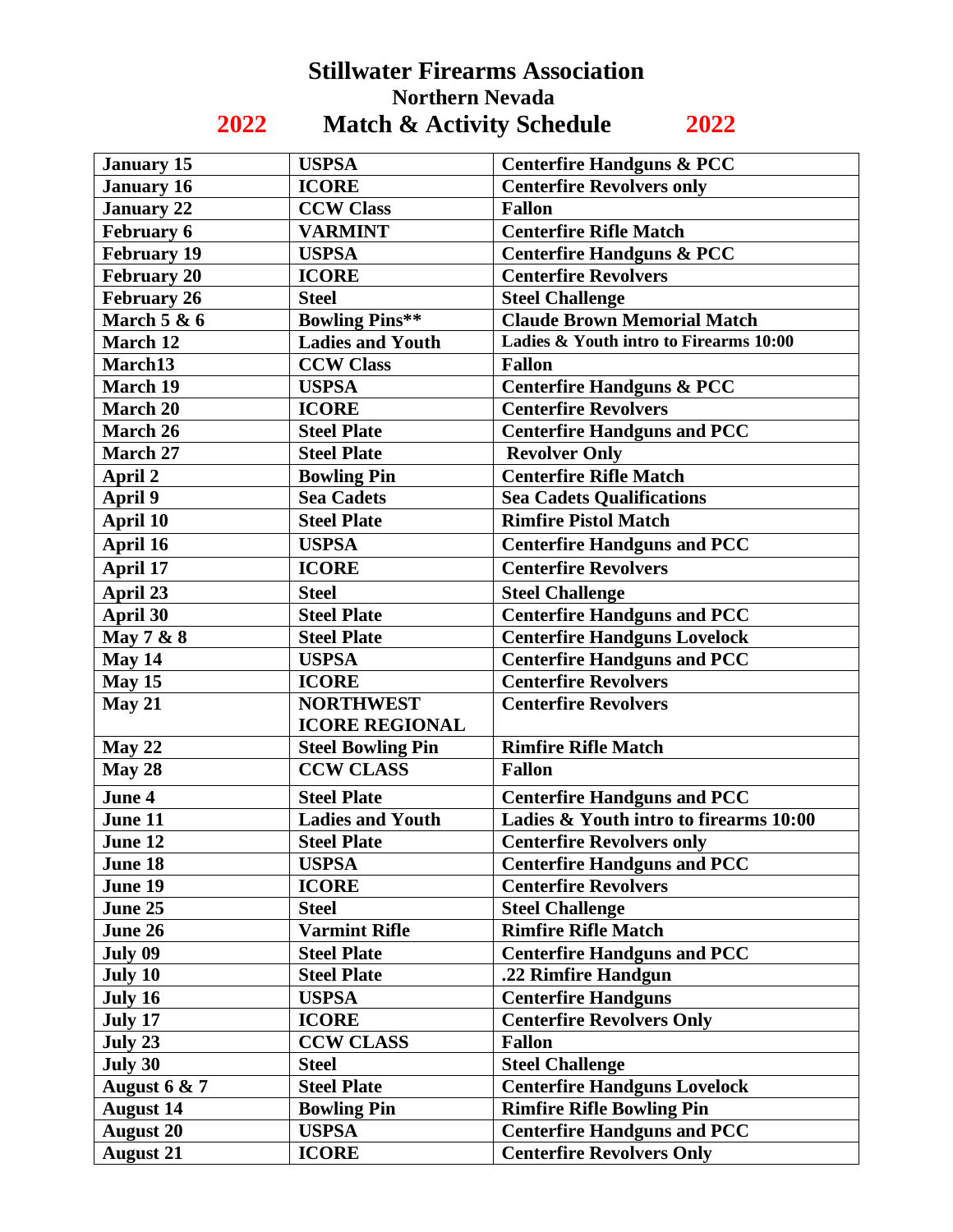# Stillwater Firearms Association

## Northern Nevada

## 2022 Match & Activity Schedule 2022

| | | |
|---|---|---|
| January 15 | USPSA | Centerfire Handguns & PCC |
| January 16 | ICORE | Centerfire Revolvers only |
| January 22 | CCW Class | Fallon |
| February 6 | VARMINT | Centerfire Rifle Match |
| February 19 | USPSA | Centerfire Handguns & PCC |
| February 20 | ICORE | Centerfire Revolvers |
| February 26 | Steel | Steel Challenge |
| March 5 & 6 | Bowling Pins** | Claude Brown Memorial Match |
| March 12 | Ladies and Youth | Ladies & Youth intro to Firearms 10:00 |
| March13 | CCW Class | Fallon |
| March 19 | USPSA | Centerfire Handguns & PCC |
| March 20 | ICORE | Centerfire Revolvers |
| March 26 | Steel Plate | Centerfire Handguns and PCC |
| March 27 | Steel Plate | Revolver Only |
| April 2 | Bowling Pin | Centerfire Rifle Match |
| April 9 | Sea Cadets | Sea Cadets Qualifications |
| April 10 | Steel Plate | Rimfire Pistol Match |
| April 16 | USPSA | Centerfire Handguns and PCC |
| April 17 | ICORE | Centerfire Revolvers |
| April 23 | Steel | Steel Challenge |
| April 30 | Steel Plate | Centerfire Handguns and PCC |
| May 7 & 8 | Steel Plate | Centerfire Handguns Lovelock |
| May 14 | USPSA | Centerfire Handguns and PCC |
| May 15 | ICORE | Centerfire Revolvers |
| May 21 | NORTHWEST ICORE REGIONAL | Centerfire Revolvers |
| May 22 | Steel Bowling Pin | Rimfire Rifle Match |
| May 28 | CCW CLASS | Fallon |
| June 4 | Steel Plate | Centerfire Handguns and PCC |
| June 11 | Ladies and Youth | Ladies & Youth intro to firearms 10:00 |
| June 12 | Steel Plate | Centerfire Revolvers only |
| June 18 | USPSA | Centerfire Handguns and PCC |
| June 19 | ICORE | Centerfire Revolvers |
| June 25 | Steel | Steel Challenge |
| June 26 | Varmint Rifle | Rimfire Rifle Match |
| July 09 | Steel Plate | Centerfire Handguns and PCC |
| July 10 | Steel Plate | .22 Rimfire Handgun |
| July 16 | USPSA | Centerfire Handguns |
| July 17 | ICORE | Centerfire Revolvers Only |
| July 23 | CCW CLASS | Fallon |
| July 30 | Steel | Steel Challenge |
| August 6 & 7 | Steel Plate | Centerfire Handguns Lovelock |
| August 14 | Bowling Pin | Rimfire Rifle Bowling Pin |
| August 20 | USPSA | Centerfire Handguns and PCC |
| August 21 | ICORE | Centerfire Revolvers Only |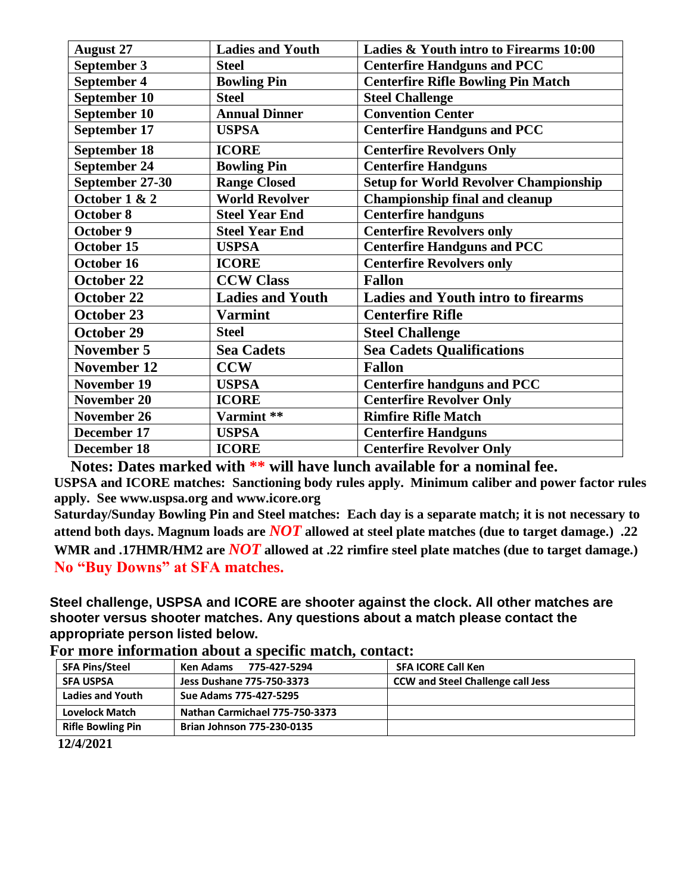| | | |
|---|---|---|
| **August 27** | **Ladies and Youth** | **Ladies & Youth intro to Firearms 10:00** |
| **September 3** | **Steel** | **Centerfire Handguns and PCC** |
| **September 4** | **Bowling Pin** | **Centerfire Rifle Bowling Pin Match** |
| **September 10** | **Steel** | **Steel Challenge** |
| **September 10** | **Annual Dinner** | **Convention Center** |
| **September 17** | **USPSA** | **Centerfire Handguns and PCC** |
| **September 18** | **ICORE** | **Centerfire Revolvers Only** |
| **September 24** | **Bowling Pin** | **Centerfire Handguns** |
| **September 27-30** | **Range Closed** | **Setup for World Revolver Championship** |
| **October 1 & 2** | **World Revolver** | **Championship final and cleanup** |
| **October 8** | **Steel Year End** | **Centerfire handguns** |
| **October 9** | **Steel Year End** | **Centerfire Revolvers only** |
| **October 15** | **USPSA** | **Centerfire Handguns and PCC** |
| **October 16** | **ICORE** | **Centerfire Revolvers only** |
| **October 22** | **CCW Class** | **Fallon** |
| **October 22** | **Ladies and Youth** | **Ladies and Youth intro to firearms** |
| **October 23** | **Varmint** | **Centerfire Rifle** |
| **October 29** | **Steel** | **Steel Challenge** |
| **November 5** | **Sea Cadets** | **Sea Cadets Qualifications** |
| **November 12** | **CCW** | **Fallon** |
| **November 19** | **USPSA** | **Centerfire handguns and PCC** |
| **November 20** | **ICORE** | **Centerfire Revolver Only** |
| **November 26** | **Varmint \*\*** | **Rimfire Rifle Match** |
| **December 17** | **USPSA** | **Centerfire Handguns** |
| **December 18** | **ICORE** | **Centerfire Revolver Only** |

**Notes: Dates marked with \*\* will have lunch available for a nominal fee.**

**USPSA and ICORE matches: Sanctioning body rules apply. Minimum caliber and power factor rules apply. See www.uspsa.org and www.icore.org**

**Saturday/Sunday Bowling Pin and Steel matches: Each day is a separate match; it is not necessary to attend both days. Magnum loads are *NOT* allowed at steel plate matches (due to target damage.) .22 WMR and .17HMR/HM2 are *NOT* allowed at .22 rimfire steel plate matches (due to target damage.)**

**No "Buy Downs" at SFA matches.**

**Steel challenge, USPSA and ICORE are shooter against the clock. All other matches are shooter versus shooter matches. Any questions about a match please contact the appropriate person listed below.**

**For more information about a specific match, contact:**

| | | |
|---|---|---|
| **SFA Pins/Steel** | **Ken Adams 775-427-5294** | **SFA ICORE Call Ken** |
| **SFA USPSA** | **Jess Dushane 775-750-3373** | **CCW and Steel Challenge call Jess** |
| **Ladies and Youth** | **Sue Adams 775-427-5295** | |
| **Lovelock Match** | **Nathan Carmichael 775-750-3373** | |
| **Rifle Bowling Pin** | **Brian Johnson 775-230-0135** | |

**12/4/2021**